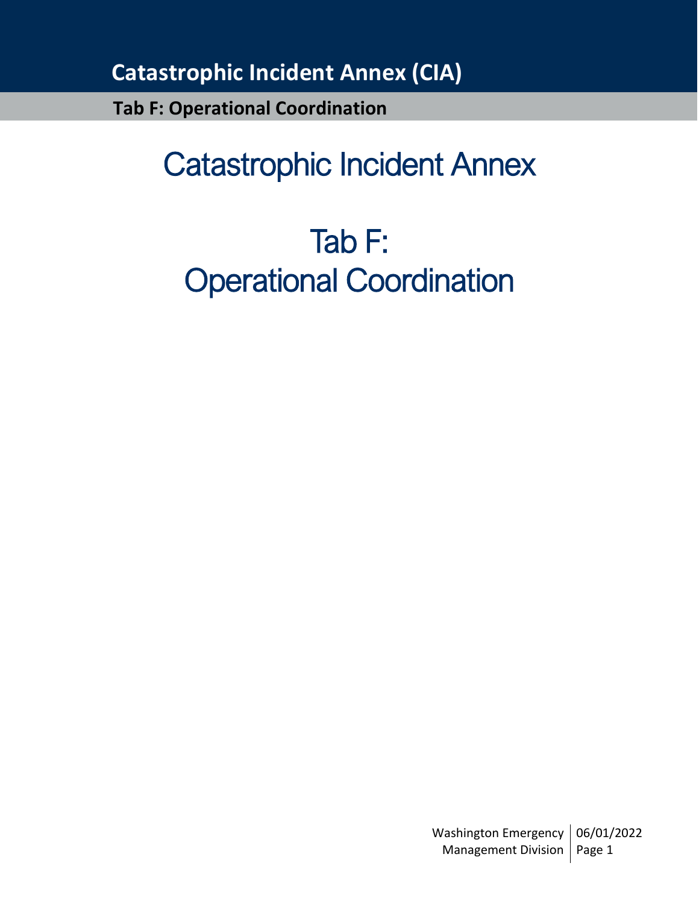# Catastrophic Incident Annex

# Tab F:
# Operational Coordination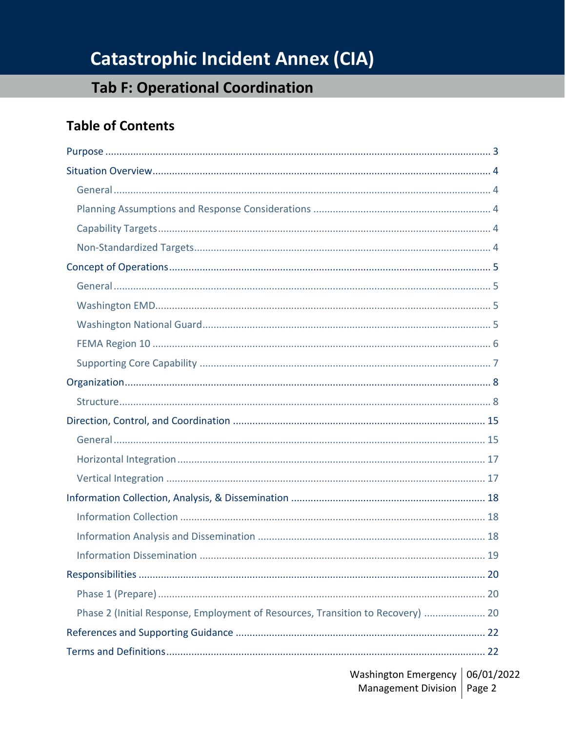# Catastrophic Incident Annex (CIA)

## Tab F: Operational Coordination

### Table of Contents

- Purpose ........ 3
- Situation Overview ........ 4
  - General ........ 4
  - Planning Assumptions and Response Considerations ........ 4
  - Capability Targets ........ 4
  - Non-Standardized Targets ........ 4
- Concept of Operations ........ 5
  - General ........ 5
  - Washington EMD ........ 5
  - Washington National Guard ........ 5
  - FEMA Region 10 ........ 6
  - Supporting Core Capability ........ 7
- Organization ........ 8
  - Structure ........ 8
- Direction, Control, and Coordination ........ 15
  - General ........ 15
  - Horizontal Integration ........ 17
  - Vertical Integration ........ 17
- Information Collection, Analysis, & Dissemination ........ 18
  - Information Collection ........ 18
  - Information Analysis and Dissemination ........ 18
  - Information Dissemination ........ 19
- Responsibilities ........ 20
  - Phase 1 (Prepare) ........ 20
  - Phase 2 (Initial Response, Employment of Resources, Transition to Recovery) ........ 20
- References and Supporting Guidance ........ 22
- Terms and Definitions ........ 22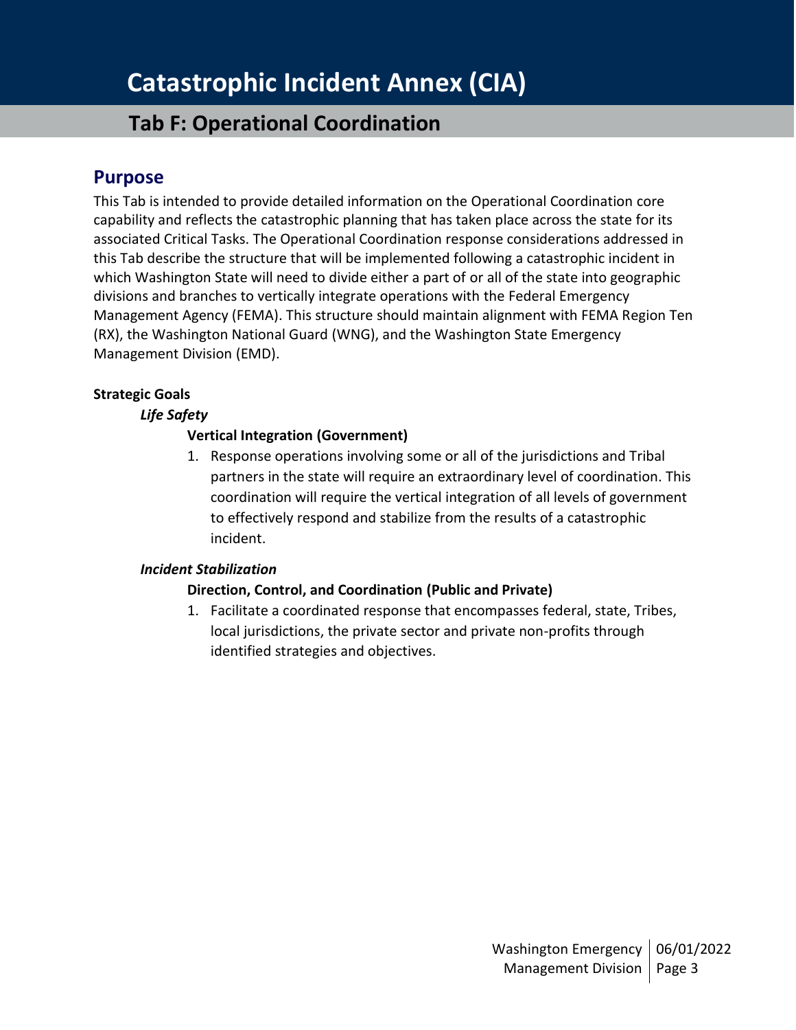# Catastrophic Incident Annex (CIA)

## Tab F: Operational Coordination

### Purpose

This Tab is intended to provide detailed information on the Operational Coordination core capability and reflects the catastrophic planning that has taken place across the state for its associated Critical Tasks. The Operational Coordination response considerations addressed in this Tab describe the structure that will be implemented following a catastrophic incident in which Washington State will need to divide either a part of or all of the state into geographic divisions and branches to vertically integrate operations with the Federal Emergency Management Agency (FEMA). This structure should maintain alignment with FEMA Region Ten (RX), the Washington National Guard (WNG), and the Washington State Emergency Management Division (EMD).

**Strategic Goals**

*Life Safety*

**Vertical Integration (Government)**

1. Response operations involving some or all of the jurisdictions and Tribal partners in the state will require an extraordinary level of coordination. This coordination will require the vertical integration of all levels of government to effectively respond and stabilize from the results of a catastrophic incident.

*Incident Stabilization*

**Direction, Control, and Coordination (Public and Private)**

1. Facilitate a coordinated response that encompasses federal, state, Tribes, local jurisdictions, the private sector and private non-profits through identified strategies and objectives.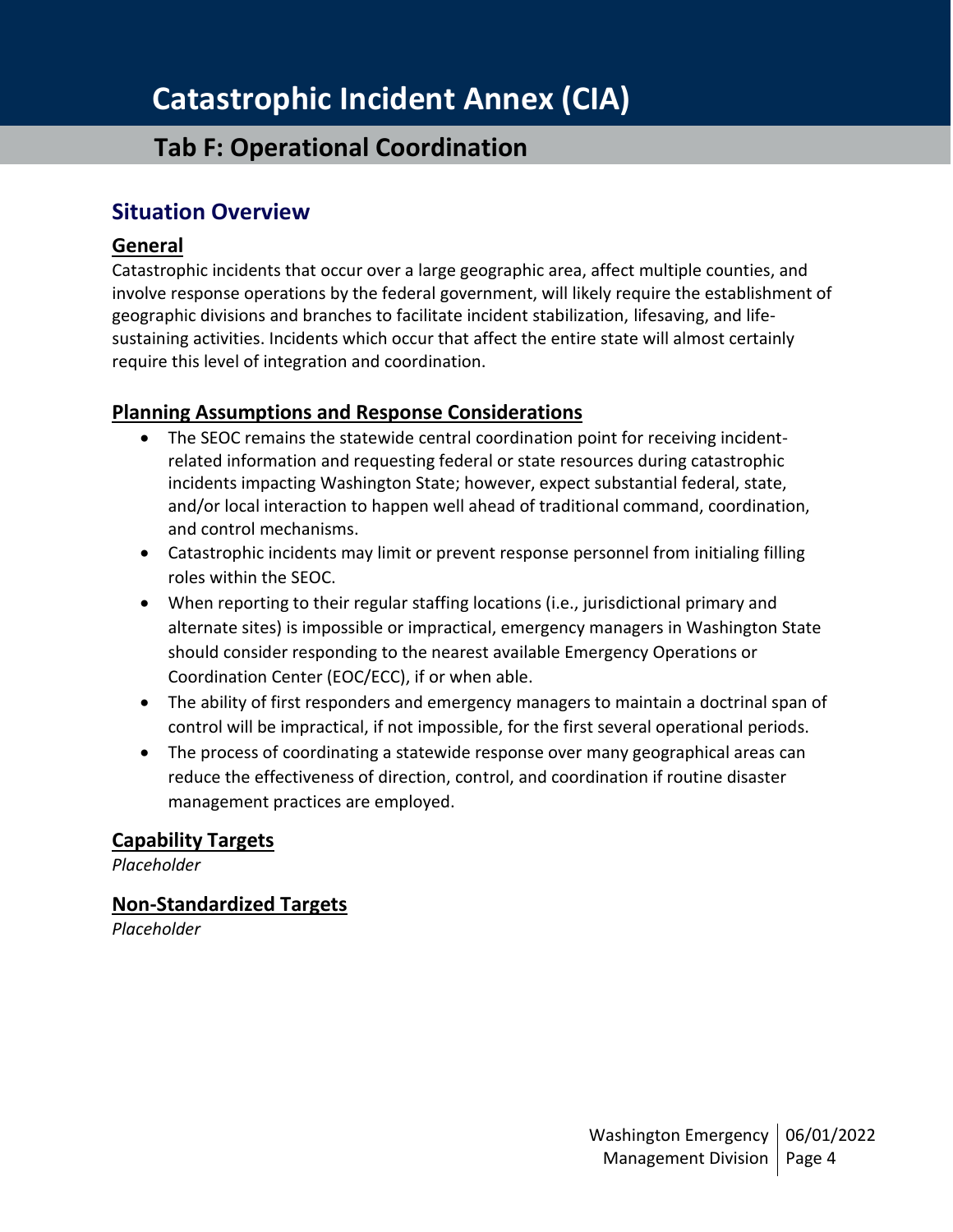# Catastrophic Incident Annex (CIA)

## Tab F: Operational Coordination

## Situation Overview

### General

Catastrophic incidents that occur over a large geographic area, affect multiple counties, and involve response operations by the federal government, will likely require the establishment of geographic divisions and branches to facilitate incident stabilization, lifesaving, and life-sustaining activities. Incidents which occur that affect the entire state will almost certainly require this level of integration and coordination.

### Planning Assumptions and Response Considerations

- The SEOC remains the statewide central coordination point for receiving incident-related information and requesting federal or state resources during catastrophic incidents impacting Washington State; however, expect substantial federal, state, and/or local interaction to happen well ahead of traditional command, coordination, and control mechanisms.
- Catastrophic incidents may limit or prevent response personnel from initialing filling roles within the SEOC.
- When reporting to their regular staffing locations (i.e., jurisdictional primary and alternate sites) is impossible or impractical, emergency managers in Washington State should consider responding to the nearest available Emergency Operations or Coordination Center (EOC/ECC), if or when able.
- The ability of first responders and emergency managers to maintain a doctrinal span of control will be impractical, if not impossible, for the first several operational periods.
- The process of coordinating a statewide response over many geographical areas can reduce the effectiveness of direction, control, and coordination if routine disaster management practices are employed.

### Capability Targets

*Placeholder*

### Non-Standardized Targets

*Placeholder*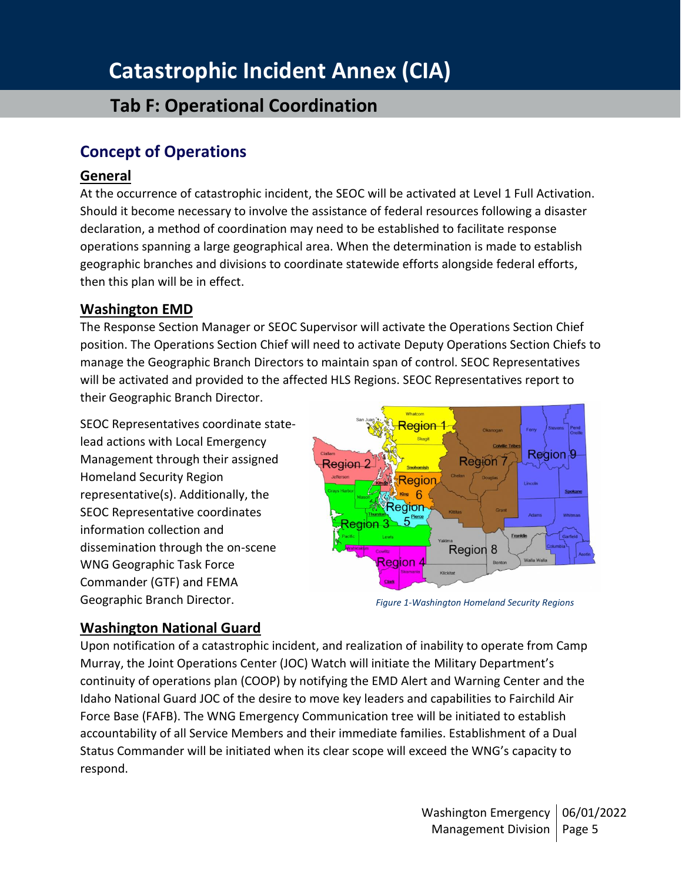# Catastrophic Incident Annex (CIA)

## Tab F: Operational Coordination

## Concept of Operations

### General

At the occurrence of catastrophic incident, the SEOC will be activated at Level 1 Full Activation. Should it become necessary to involve the assistance of federal resources following a disaster declaration, a method of coordination may need to be established to facilitate response operations spanning a large geographical area. When the determination is made to establish geographic branches and divisions to coordinate statewide efforts alongside federal efforts, then this plan will be in effect.

### Washington EMD

The Response Section Manager or SEOC Supervisor will activate the Operations Section Chief position. The Operations Section Chief will need to activate Deputy Operations Section Chiefs to manage the Geographic Branch Directors to maintain span of control. SEOC Representatives will be activated and provided to the affected HLS Regions. SEOC Representatives report to their Geographic Branch Director.

SEOC Representatives coordinate state-lead actions with Local Emergency Management through their assigned Homeland Security Region representative(s). Additionally, the SEOC Representative coordinates information collection and dissemination through the on-scene WNG Geographic Task Force Commander (GTF) and FEMA Geographic Branch Director.

*Figure 1-Washington Homeland Security Regions*

### Washington National Guard

Upon notification of a catastrophic incident, and realization of inability to operate from Camp Murray, the Joint Operations Center (JOC) Watch will initiate the Military Department's continuity of operations plan (COOP) by notifying the EMD Alert and Warning Center and the Idaho National Guard JOC of the desire to move key leaders and capabilities to Fairchild Air Force Base (FAFB). The WNG Emergency Communication tree will be initiated to establish accountability of all Service Members and their immediate families. Establishment of a Dual Status Commander will be initiated when its clear scope will exceed the WNG's capacity to respond.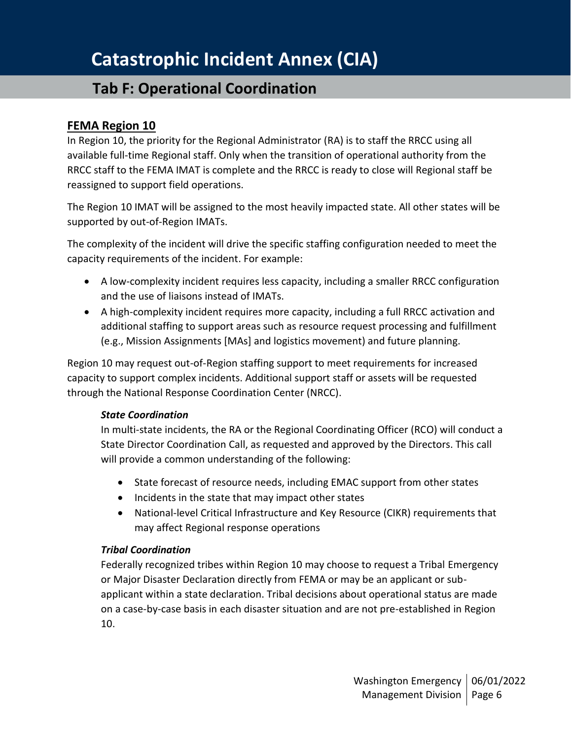# Catastrophic Incident Annex (CIA)

## Tab F: Operational Coordination

### FEMA Region 10

In Region 10, the priority for the Regional Administrator (RA) is to staff the RRCC using all available full-time Regional staff. Only when the transition of operational authority from the RRCC staff to the FEMA IMAT is complete and the RRCC is ready to close will Regional staff be reassigned to support field operations.

The Region 10 IMAT will be assigned to the most heavily impacted state. All other states will be supported by out-of-Region IMATs.

The complexity of the incident will drive the specific staffing configuration needed to meet the capacity requirements of the incident. For example:

- A low-complexity incident requires less capacity, including a smaller RRCC configuration and the use of liaisons instead of IMATs.
- A high-complexity incident requires more capacity, including a full RRCC activation and additional staffing to support areas such as resource request processing and fulfillment (e.g., Mission Assignments [MAs] and logistics movement) and future planning.

Region 10 may request out-of-Region staffing support to meet requirements for increased capacity to support complex incidents. Additional support staff or assets will be requested through the National Response Coordination Center (NRCC).

#### *State Coordination*

In multi-state incidents, the RA or the Regional Coordinating Officer (RCO) will conduct a State Director Coordination Call, as requested and approved by the Directors. This call will provide a common understanding of the following:

- State forecast of resource needs, including EMAC support from other states
- Incidents in the state that may impact other states
- National-level Critical Infrastructure and Key Resource (CIKR) requirements that may affect Regional response operations

#### *Tribal Coordination*

Federally recognized tribes within Region 10 may choose to request a Tribal Emergency or Major Disaster Declaration directly from FEMA or may be an applicant or sub-applicant within a state declaration. Tribal decisions about operational status are made on a case-by-case basis in each disaster situation and are not pre-established in Region 10.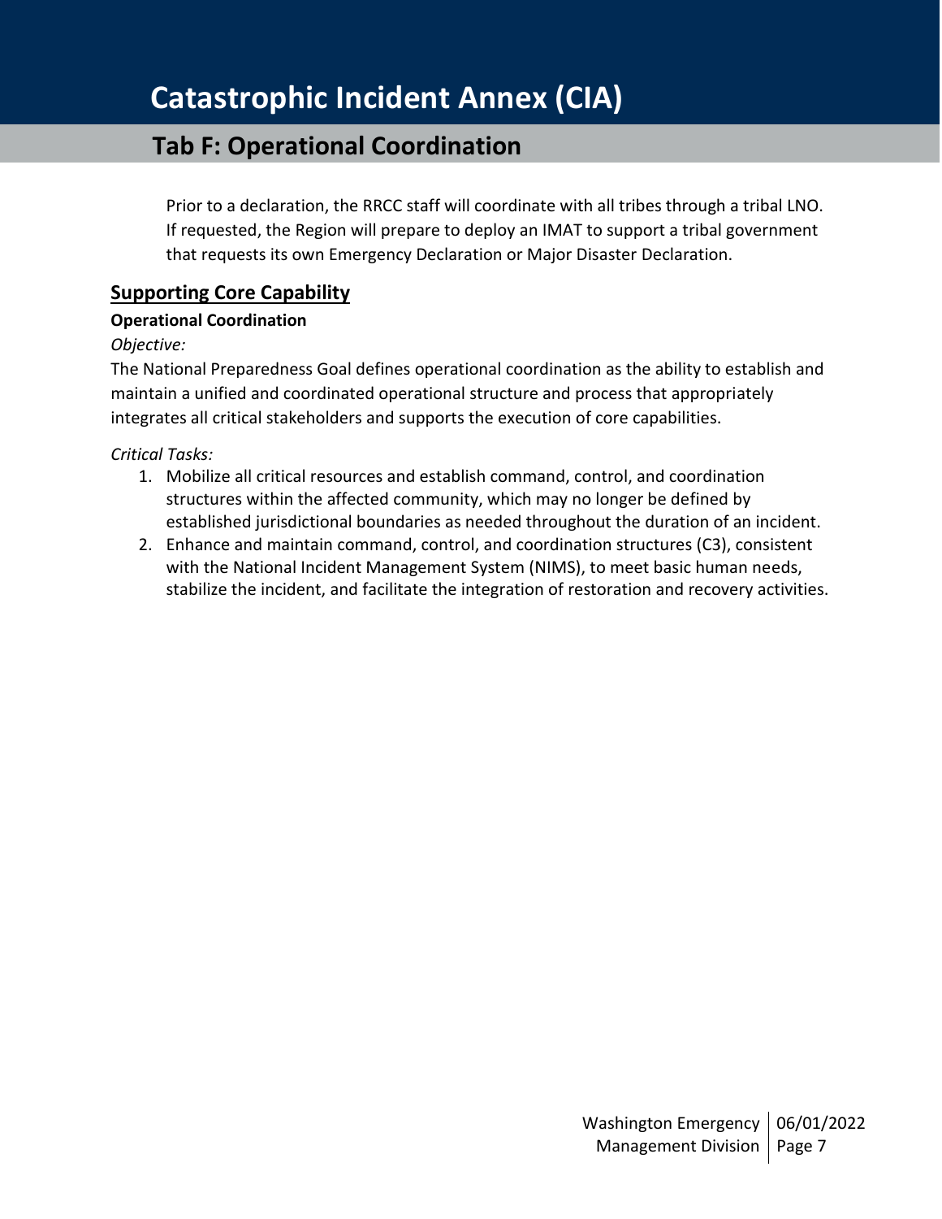Prior to a declaration, the RRCC staff will coordinate with all tribes through a tribal LNO. If requested, the Region will prepare to deploy an IMAT to support a tribal government that requests its own Emergency Declaration or Major Disaster Declaration.

## Supporting Core Capability

**Operational Coordination**

*Objective:*

The National Preparedness Goal defines operational coordination as the ability to establish and maintain a unified and coordinated operational structure and process that appropriately integrates all critical stakeholders and supports the execution of core capabilities.

*Critical Tasks:*

1. Mobilize all critical resources and establish command, control, and coordination structures within the affected community, which may no longer be defined by established jurisdictional boundaries as needed throughout the duration of an incident.
2. Enhance and maintain command, control, and coordination structures (C3), consistent with the National Incident Management System (NIMS), to meet basic human needs, stabilize the incident, and facilitate the integration of restoration and recovery activities.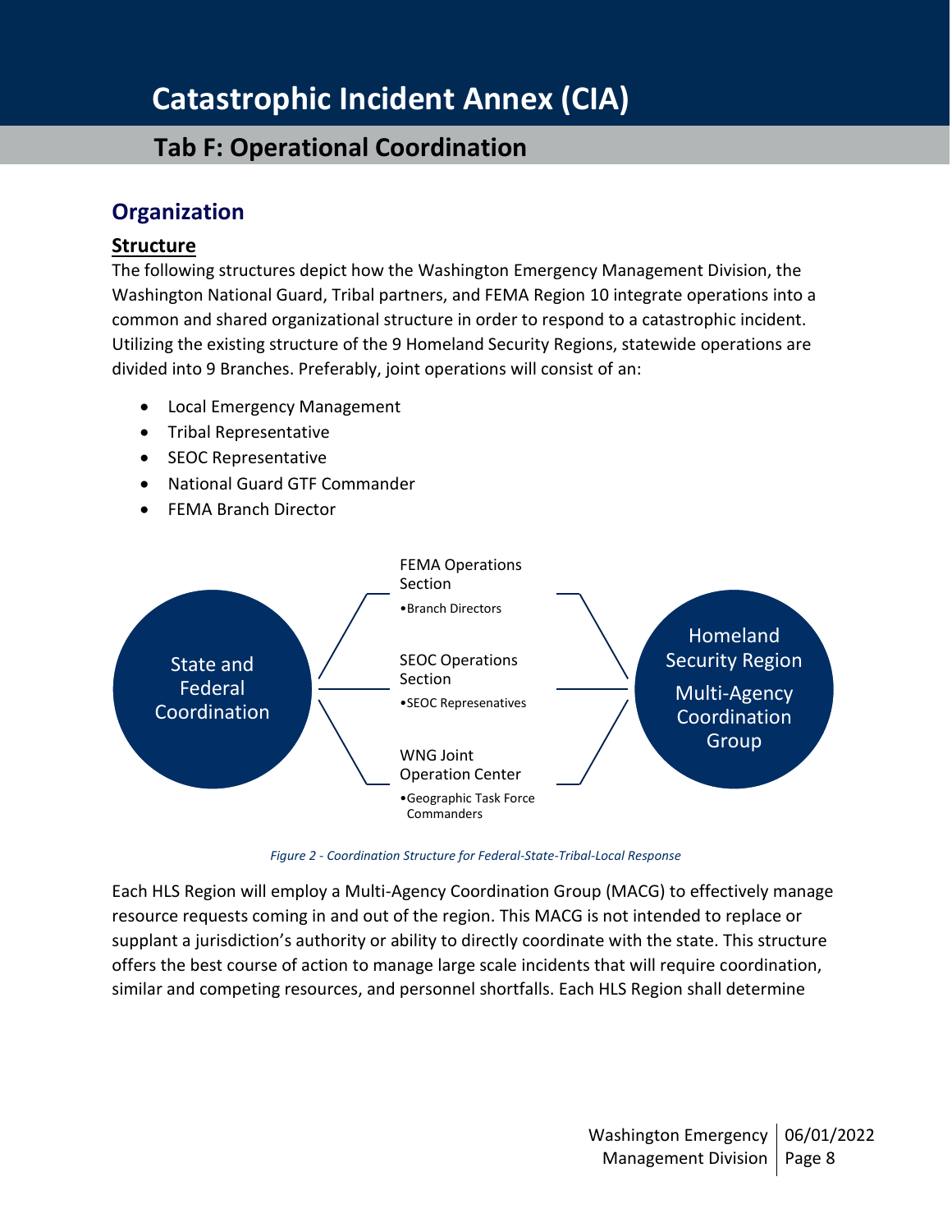# Catastrophic Incident Annex (CIA)

## Tab F: Operational Coordination

## Organization

### Structure

The following structures depict how the Washington Emergency Management Division, the Washington National Guard, Tribal partners, and FEMA Region 10 integrate operations into a common and shared organizational structure in order to respond to a catastrophic incident. Utilizing the existing structure of the 9 Homeland Security Regions, statewide operations are divided into 9 Branches. Preferably, joint operations will consist of an:

- Local Emergency Management
- Tribal Representative
- SEOC Representative
- National Guard GTF Commander
- FEMA Branch Director

State and Federal Coordination

FEMA Operations Section
- Branch Directors

SEOC Operations Section
- SEOC Represenatives

WNG Joint Operation Center
- Geographic Task Force Commanders

Homeland Security Region Multi-Agency Coordination Group

*Figure 2 - Coordination Structure for Federal-State-Tribal-Local Response*

Each HLS Region will employ a Multi-Agency Coordination Group (MACG) to effectively manage resource requests coming in and out of the region. This MACG is not intended to replace or supplant a jurisdiction's authority or ability to directly coordinate with the state. This structure offers the best course of action to manage large scale incidents that will require coordination, similar and competing resources, and personnel shortfalls. Each HLS Region shall determine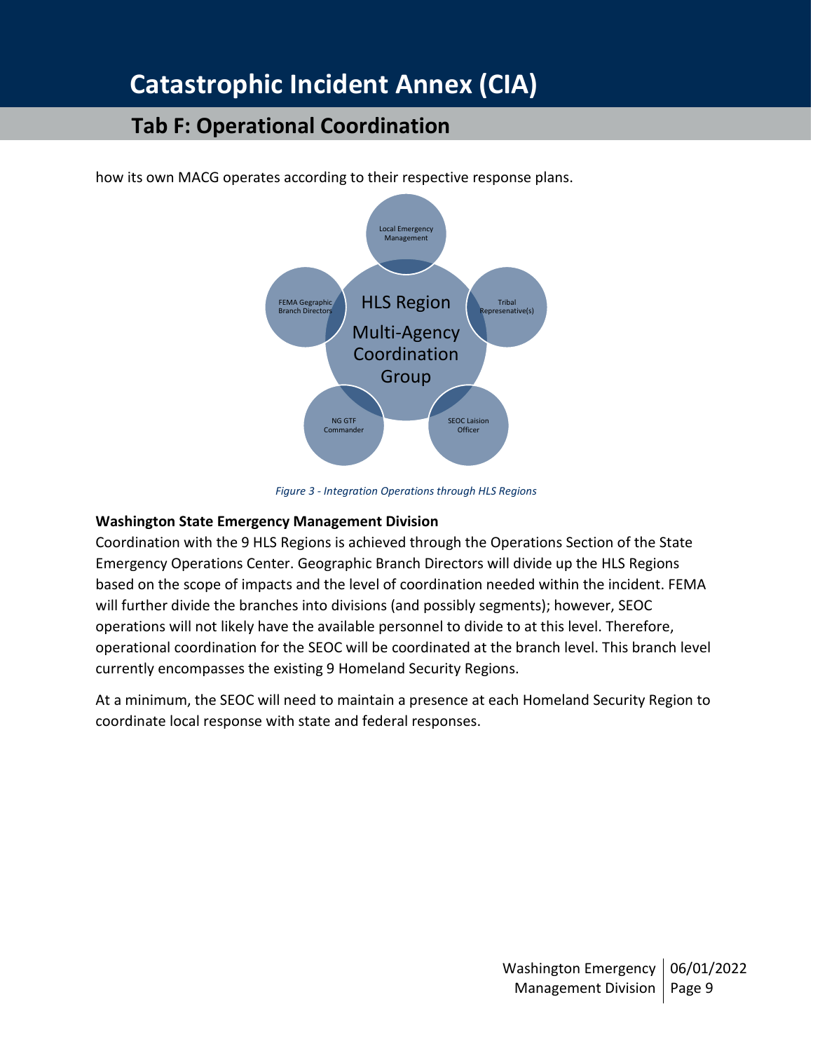how its own MACG operates according to their respective response plans.

HLS Region Multi-Agency Coordination Group

Local Emergency Management

Tribal Represenative(s)

SEOC Laision Officer

NG GTF Commander

FEMA Gegraphic Branch Directors

*Figure 3 - Integration Operations through HLS Regions*

**Washington State Emergency Management Division**

Coordination with the 9 HLS Regions is achieved through the Operations Section of the State Emergency Operations Center. Geographic Branch Directors will divide up the HLS Regions based on the scope of impacts and the level of coordination needed within the incident. FEMA will further divide the branches into divisions (and possibly segments); however, SEOC operations will not likely have the available personnel to divide to at this level. Therefore, operational coordination for the SEOC will be coordinated at the branch level. This branch level currently encompasses the existing 9 Homeland Security Regions.

At a minimum, the SEOC will need to maintain a presence at each Homeland Security Region to coordinate local response with state and federal responses.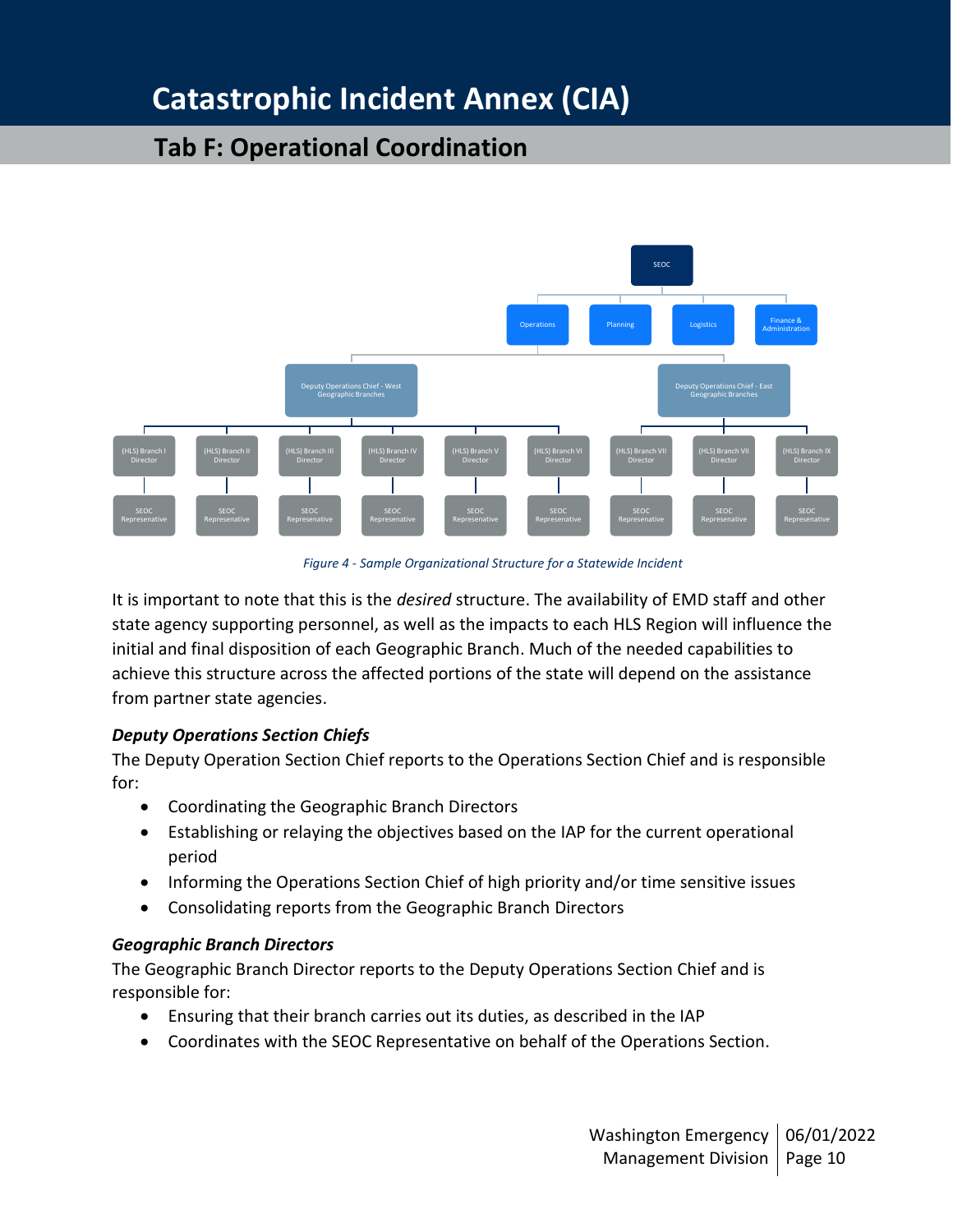# Catastrophic Incident Annex (CIA)

## Tab F: Operational Coordination

*Figure 4 - Sample Organizational Structure for a Statewide Incident*

It is important to note that this is the *desired* structure. The availability of EMD staff and other state agency supporting personnel, as well as the impacts to each HLS Region will influence the initial and final disposition of each Geographic Branch. Much of the needed capabilities to achieve this structure across the affected portions of the state will depend on the assistance from partner state agencies.

### *Deputy Operations Section Chiefs*

The Deputy Operation Section Chief reports to the Operations Section Chief and is responsible for:

- Coordinating the Geographic Branch Directors
- Establishing or relaying the objectives based on the IAP for the current operational period
- Informing the Operations Section Chief of high priority and/or time sensitive issues
- Consolidating reports from the Geographic Branch Directors

### *Geographic Branch Directors*

The Geographic Branch Director reports to the Deputy Operations Section Chief and is responsible for:

- Ensuring that their branch carries out its duties, as described in the IAP
- Coordinates with the SEOC Representative on behalf of the Operations Section.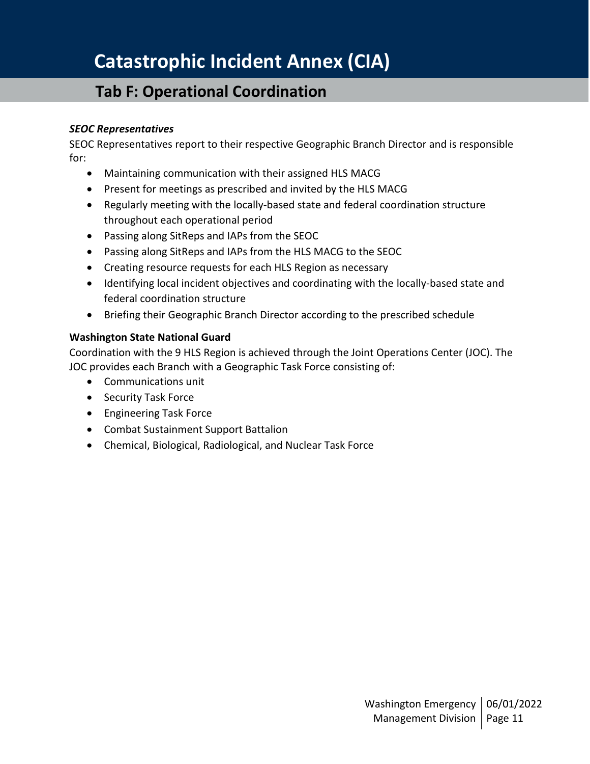### *SEOC Representatives*

SEOC Representatives report to their respective Geographic Branch Director and is responsible for:

- Maintaining communication with their assigned HLS MACG
- Present for meetings as prescribed and invited by the HLS MACG
- Regularly meeting with the locally-based state and federal coordination structure throughout each operational period
- Passing along SitReps and IAPs from the SEOC
- Passing along SitReps and IAPs from the HLS MACG to the SEOC
- Creating resource requests for each HLS Region as necessary
- Identifying local incident objectives and coordinating with the locally-based state and federal coordination structure
- Briefing their Geographic Branch Director according to the prescribed schedule

### Washington State National Guard

Coordination with the 9 HLS Region is achieved through the Joint Operations Center (JOC). The JOC provides each Branch with a Geographic Task Force consisting of:

- Communications unit
- Security Task Force
- Engineering Task Force
- Combat Sustainment Support Battalion
- Chemical, Biological, Radiological, and Nuclear Task Force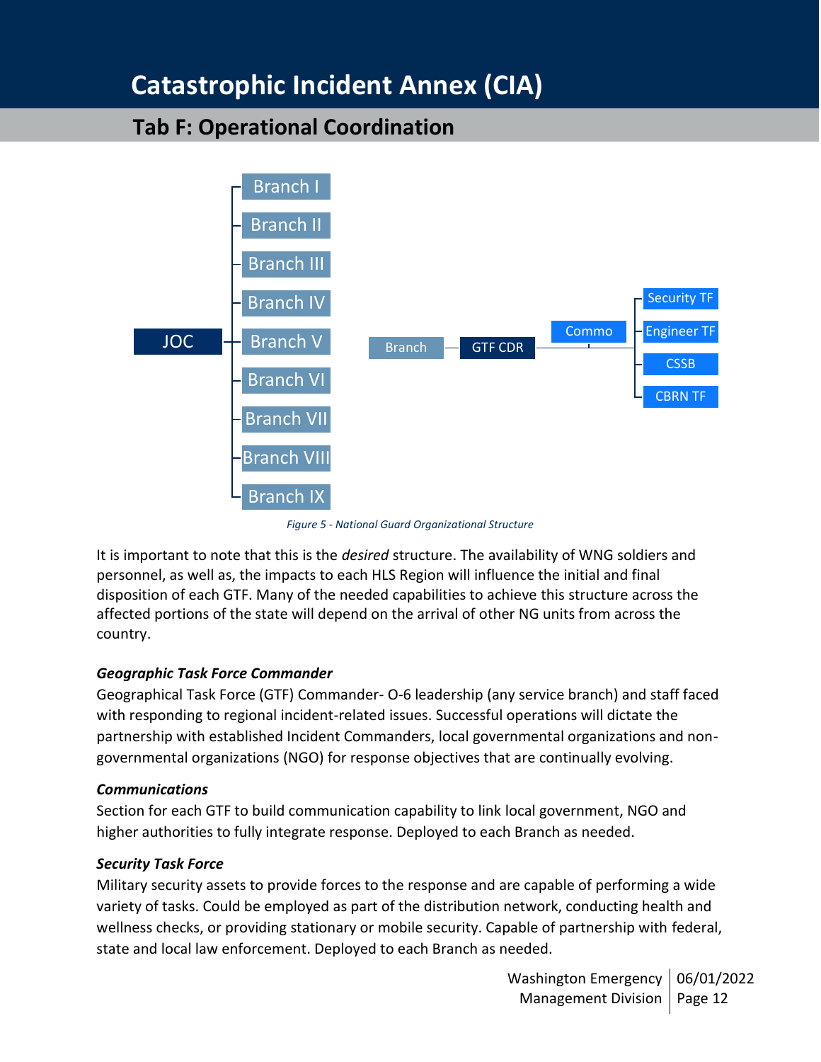# Catastrophic Incident Annex (CIA)

## Tab F: Operational Coordination

JOC

- Branch I
- Branch II
- Branch III
- Branch IV
- Branch V
- Branch VI
- Branch VII
- Branch VIII
- Branch IX

Branch — GTF CDR — Commo

- Security TF
- Engineer TF
- CSSB
- CBRN TF

*Figure 5 - National Guard Organizational Structure*

It is important to note that this is the *desired* structure. The availability of WNG soldiers and personnel, as well as, the impacts to each HLS Region will influence the initial and final disposition of each GTF. Many of the needed capabilities to achieve this structure across the affected portions of the state will depend on the arrival of other NG units from across the country.

#### *Geographic Task Force Commander*

Geographical Task Force (GTF) Commander- O-6 leadership (any service branch) and staff faced with responding to regional incident-related issues. Successful operations will dictate the partnership with established Incident Commanders, local governmental organizations and non-governmental organizations (NGO) for response objectives that are continually evolving.

#### *Communications*

Section for each GTF to build communication capability to link local government, NGO and higher authorities to fully integrate response. Deployed to each Branch as needed.

#### *Security Task Force*

Military security assets to provide forces to the response and are capable of performing a wide variety of tasks. Could be employed as part of the distribution network, conducting health and wellness checks, or providing stationary or mobile security. Capable of partnership with federal, state and local law enforcement. Deployed to each Branch as needed.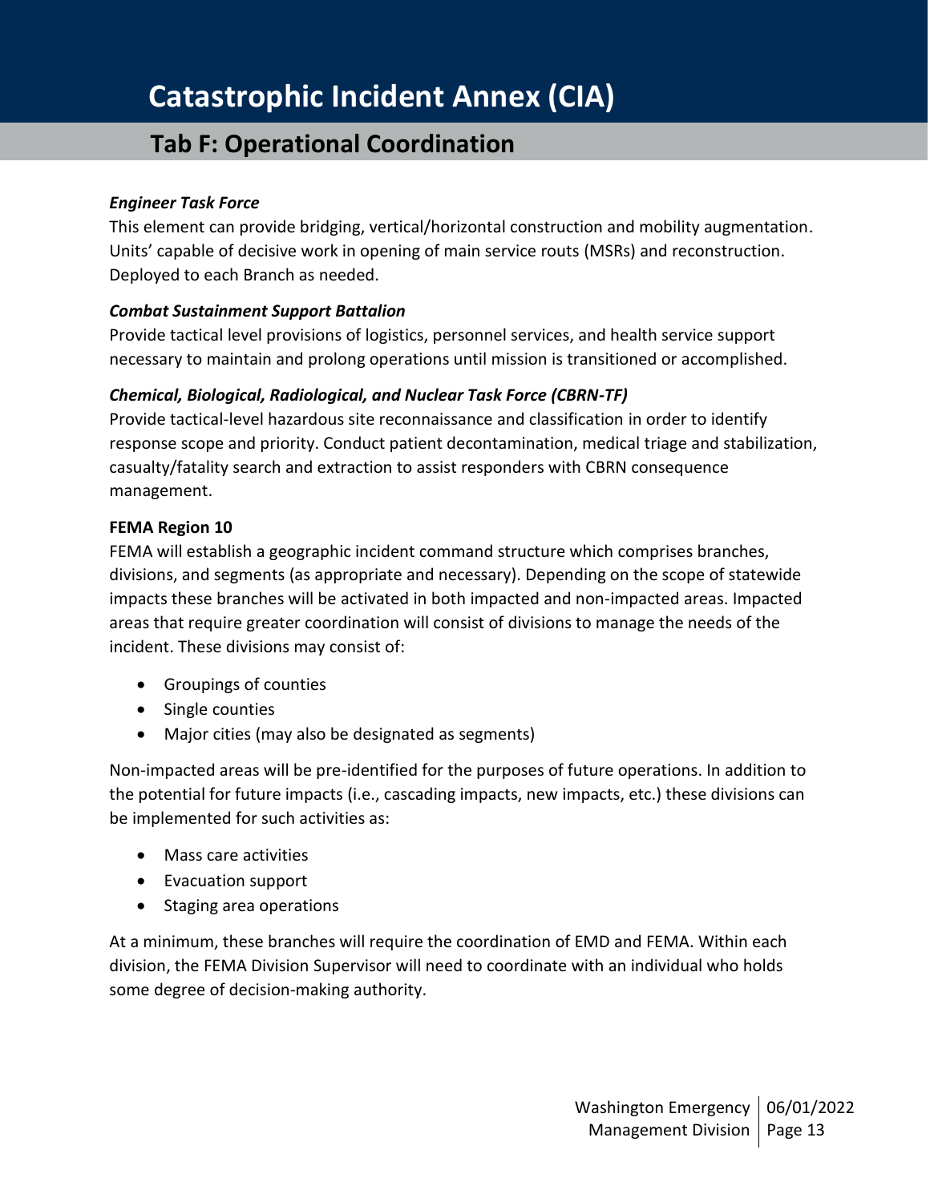# Catastrophic Incident Annex (CIA)

## Tab F: Operational Coordination

***Engineer Task Force***

This element can provide bridging, vertical/horizontal construction and mobility augmentation. Units' capable of decisive work in opening of main service routs (MSRs) and reconstruction. Deployed to each Branch as needed.

***Combat Sustainment Support Battalion***

Provide tactical level provisions of logistics, personnel services, and health service support necessary to maintain and prolong operations until mission is transitioned or accomplished.

***Chemical, Biological, Radiological, and Nuclear Task Force (CBRN-TF)***

Provide tactical-level hazardous site reconnaissance and classification in order to identify response scope and priority. Conduct patient decontamination, medical triage and stabilization, casualty/fatality search and extraction to assist responders with CBRN consequence management.

**FEMA Region 10**

FEMA will establish a geographic incident command structure which comprises branches, divisions, and segments (as appropriate and necessary). Depending on the scope of statewide impacts these branches will be activated in both impacted and non-impacted areas. Impacted areas that require greater coordination will consist of divisions to manage the needs of the incident. These divisions may consist of:

- Groupings of counties
- Single counties
- Major cities (may also be designated as segments)

Non-impacted areas will be pre-identified for the purposes of future operations. In addition to the potential for future impacts (i.e., cascading impacts, new impacts, etc.) these divisions can be implemented for such activities as:

- Mass care activities
- Evacuation support
- Staging area operations

At a minimum, these branches will require the coordination of EMD and FEMA. Within each division, the FEMA Division Supervisor will need to coordinate with an individual who holds some degree of decision-making authority.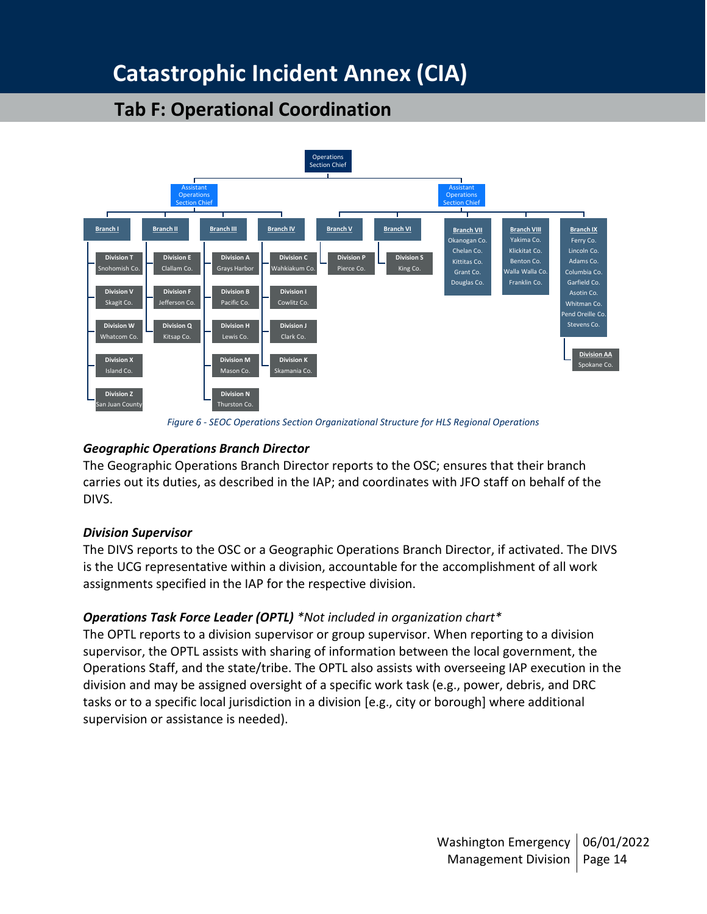- Operations Section Chief
  - Assistant Operations Section Chief
    - **Branch I**
      - Division T – Snohomish Co.
      - Division V – Skagit Co.
      - Division W – Whatcom Co.
      - Division X – Island Co.
      - Division Z – San Juan County
    - **Branch II**
      - Division E – Clallam Co.
      - Division F – Jefferson Co.
      - Division Q – Kitsap Co.
    - **Branch III**
      - Division A – Grays Harbor
      - Division B – Pacific Co.
      - Division H – Lewis Co.
      - Division M – Mason Co.
      - Division N – Thurston Co.
    - **Branch IV**
      - Division C – Wahkiakum Co.
      - Division I – Cowlitz Co.
      - Division J – Clark Co.
      - Division K – Skamania Co.
  - Assistant Operations Section Chief
    - **Branch V**
      - Division P – Pierce Co.
    - **Branch VI**
      - Division S – King Co.
    - **Branch VII** – Okanogan Co., Chelan Co., Kittitas Co., Grant Co., Douglas Co.
    - **Branch VIII** – Yakima Co., Klickitat Co., Benton Co., Walla Walla Co., Franklin Co.
    - **Branch IX** – Ferry Co., Lincoln Co., Adams Co., Columbia Co., Garfield Co., Asotin Co., Whitman Co., Pend Oreille Co., Stevens Co.
      - Division AA – Spokane Co.

*Figure 6 - SEOC Operations Section Organizational Structure for HLS Regional Operations*

### *Geographic Operations Branch Director*

The Geographic Operations Branch Director reports to the OSC; ensures that their branch carries out its duties, as described in the IAP; and coordinates with JFO staff on behalf of the DIVS.

### *Division Supervisor*

The DIVS reports to the OSC or a Geographic Operations Branch Director, if activated. The DIVS is the UCG representative within a division, accountable for the accomplishment of all work assignments specified in the IAP for the respective division.

### *Operations Task Force Leader (OPTL) \*Not included in organization chart\**

The OPTL reports to a division supervisor or group supervisor. When reporting to a division supervisor, the OPTL assists with sharing of information between the local government, the Operations Staff, and the state/tribe. The OPTL also assists with overseeing IAP execution in the division and may be assigned oversight of a specific work task (e.g., power, debris, and DRC tasks or to a specific local jurisdiction in a division [e.g., city or borough] where additional supervision or assistance is needed).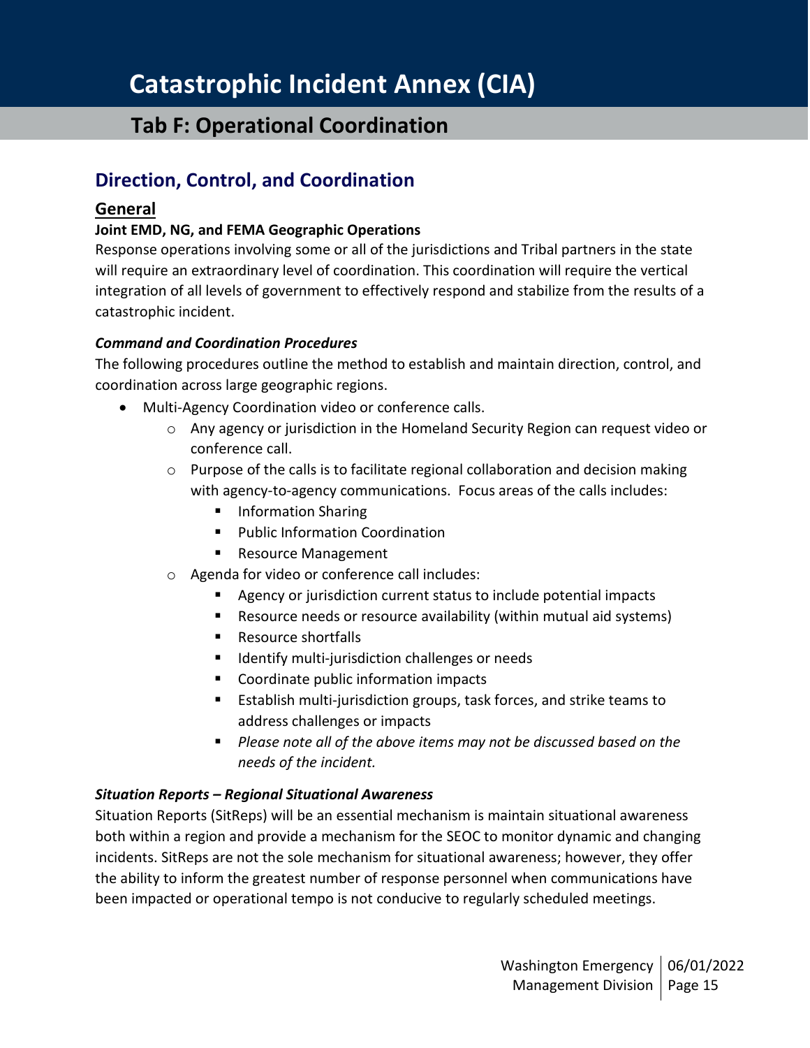# Catastrophic Incident Annex (CIA)

## Tab F: Operational Coordination

## Direction, Control, and Coordination

### General

**Joint EMD, NG, and FEMA Geographic Operations**

Response operations involving some or all of the jurisdictions and Tribal partners in the state will require an extraordinary level of coordination. This coordination will require the vertical integration of all levels of government to effectively respond and stabilize from the results of a catastrophic incident.

***Command and Coordination Procedures***

The following procedures outline the method to establish and maintain direction, control, and coordination across large geographic regions.

- Multi-Agency Coordination video or conference calls.
  - Any agency or jurisdiction in the Homeland Security Region can request video or conference call.
  - Purpose of the calls is to facilitate regional collaboration and decision making with agency-to-agency communications. Focus areas of the calls includes:
    - Information Sharing
    - Public Information Coordination
    - Resource Management
  - Agenda for video or conference call includes:
    - Agency or jurisdiction current status to include potential impacts
    - Resource needs or resource availability (within mutual aid systems)
    - Resource shortfalls
    - Identify multi-jurisdiction challenges or needs
    - Coordinate public information impacts
    - Establish multi-jurisdiction groups, task forces, and strike teams to address challenges or impacts
    - *Please note all of the above items may not be discussed based on the needs of the incident.*

***Situation Reports – Regional Situational Awareness***

Situation Reports (SitReps) will be an essential mechanism is maintain situational awareness both within a region and provide a mechanism for the SEOC to monitor dynamic and changing incidents. SitReps are not the sole mechanism for situational awareness; however, they offer the ability to inform the greatest number of response personnel when communications have been impacted or operational tempo is not conducive to regularly scheduled meetings.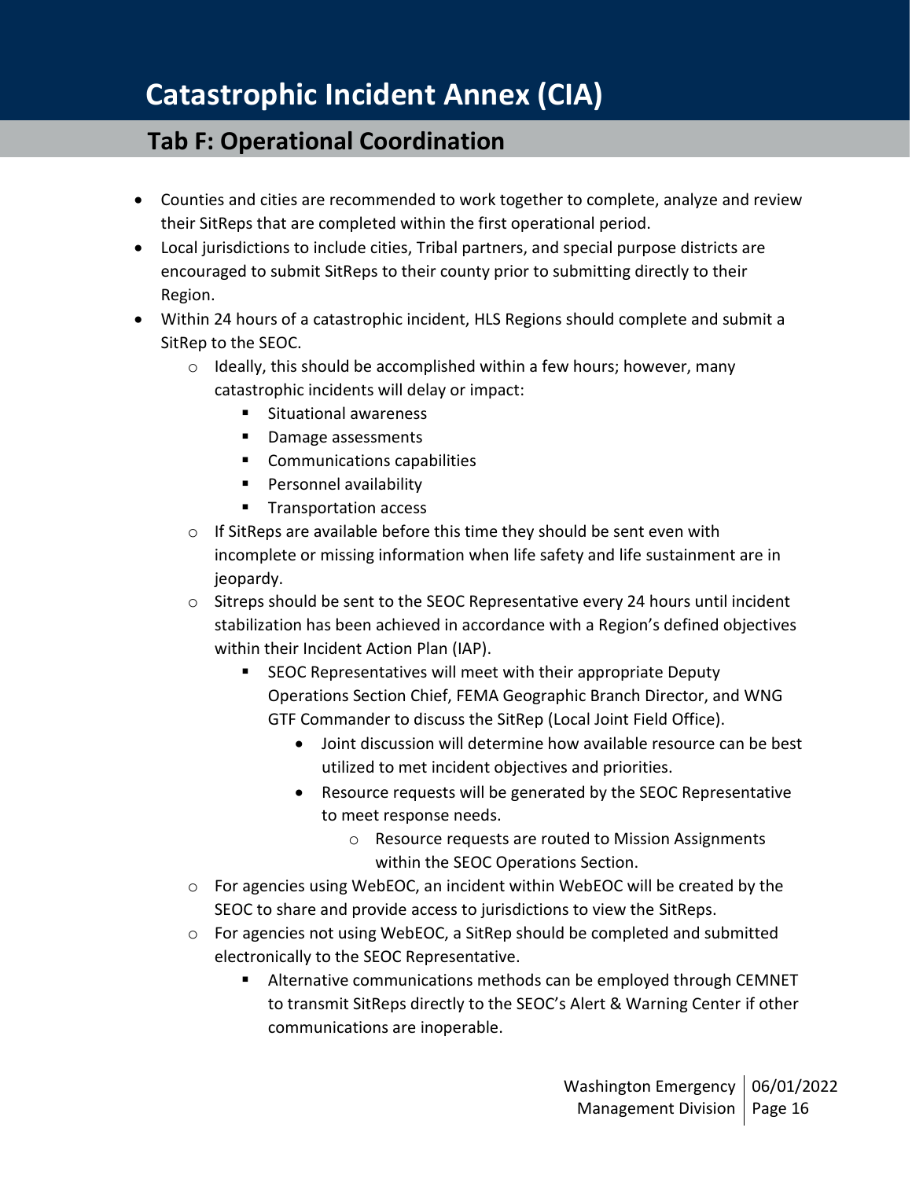# Catastrophic Incident Annex (CIA)

## Tab F: Operational Coordination

- Counties and cities are recommended to work together to complete, analyze and review their SitReps that are completed within the first operational period.
- Local jurisdictions to include cities, Tribal partners, and special purpose districts are encouraged to submit SitReps to their county prior to submitting directly to their Region.
- Within 24 hours of a catastrophic incident, HLS Regions should complete and submit a SitRep to the SEOC.
  - Ideally, this should be accomplished within a few hours; however, many catastrophic incidents will delay or impact:
    - Situational awareness
    - Damage assessments
    - Communications capabilities
    - Personnel availability
    - Transportation access
  - If SitReps are available before this time they should be sent even with incomplete or missing information when life safety and life sustainment are in jeopardy.
  - Sitreps should be sent to the SEOC Representative every 24 hours until incident stabilization has been achieved in accordance with a Region's defined objectives within their Incident Action Plan (IAP).
    - SEOC Representatives will meet with their appropriate Deputy Operations Section Chief, FEMA Geographic Branch Director, and WNG GTF Commander to discuss the SitRep (Local Joint Field Office).
      - Joint discussion will determine how available resource can be best utilized to met incident objectives and priorities.
      - Resource requests will be generated by the SEOC Representative to meet response needs.
        - Resource requests are routed to Mission Assignments within the SEOC Operations Section.
  - For agencies using WebEOC, an incident within WebEOC will be created by the SEOC to share and provide access to jurisdictions to view the SitReps.
  - For agencies not using WebEOC, a SitRep should be completed and submitted electronically to the SEOC Representative.
    - Alternative communications methods can be employed through CEMNET to transmit SitReps directly to the SEOC's Alert & Warning Center if other communications are inoperable.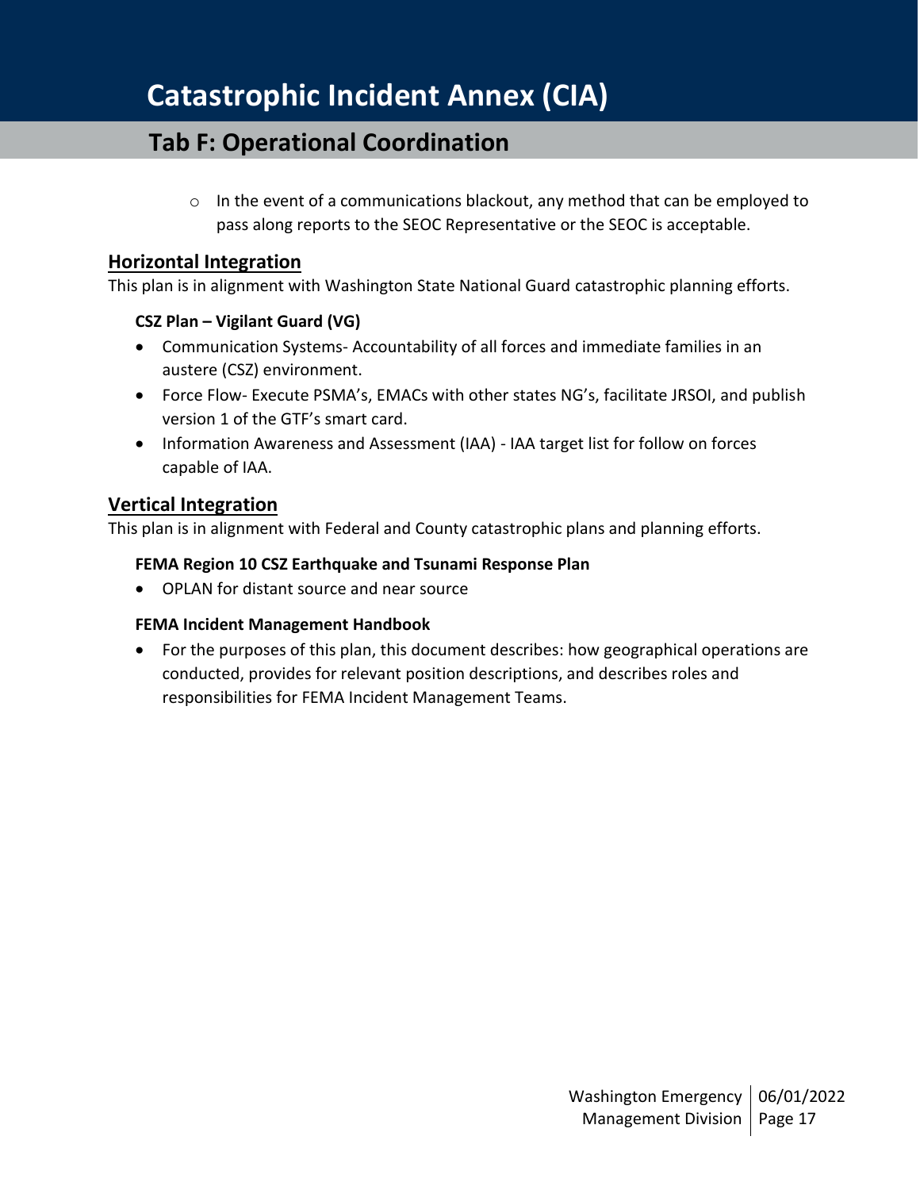- In the event of a communications blackout, any method that can be employed to pass along reports to the SEOC Representative or the SEOC is acceptable.

## Horizontal Integration

This plan is in alignment with Washington State National Guard catastrophic planning efforts.

**CSZ Plan – Vigilant Guard (VG)**

- Communication Systems- Accountability of all forces and immediate families in an austere (CSZ) environment.
- Force Flow- Execute PSMA's, EMACs with other states NG's, facilitate JRSOI, and publish version 1 of the GTF's smart card.
- Information Awareness and Assessment (IAA) - IAA target list for follow on forces capable of IAA.

## Vertical Integration

This plan is in alignment with Federal and County catastrophic plans and planning efforts.

**FEMA Region 10 CSZ Earthquake and Tsunami Response Plan**

- OPLAN for distant source and near source

**FEMA Incident Management Handbook**

- For the purposes of this plan, this document describes: how geographical operations are conducted, provides for relevant position descriptions, and describes roles and responsibilities for FEMA Incident Management Teams.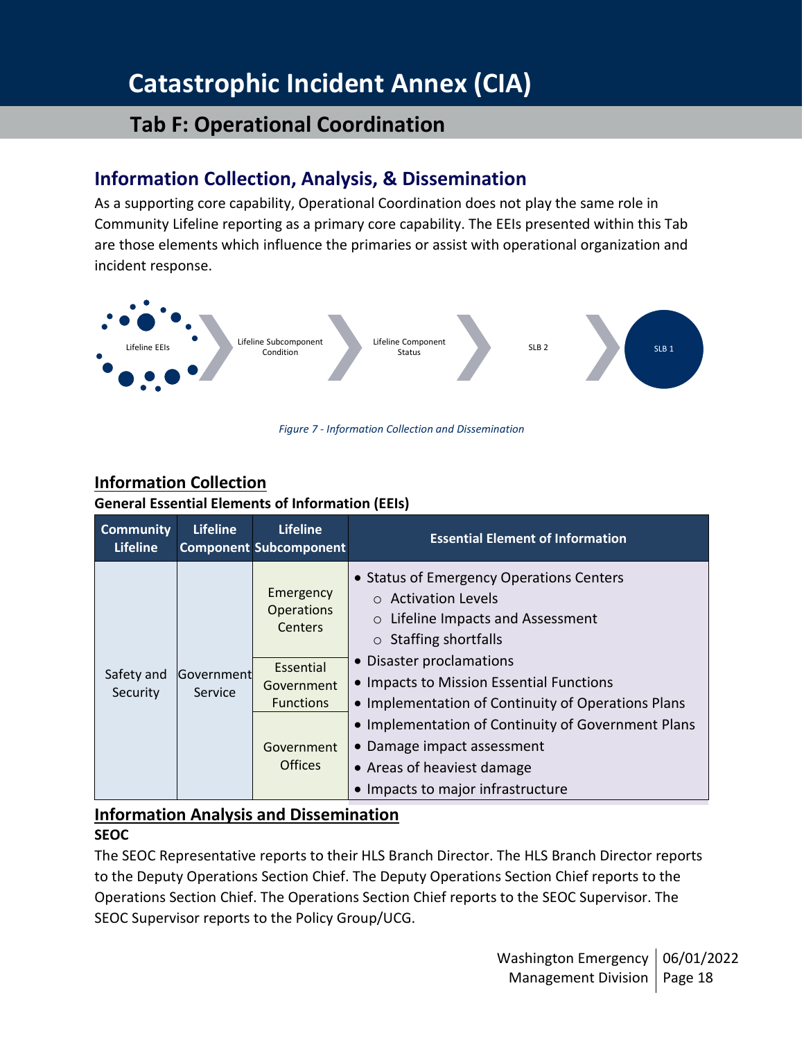# Catastrophic Incident Annex (CIA)

## Tab F: Operational Coordination

### Information Collection, Analysis, & Dissemination

As a supporting core capability, Operational Coordination does not play the same role in Community Lifeline reporting as a primary core capability. The EEIs presented within this Tab are those elements which influence the primaries or assist with operational organization and incident response.

Lifeline EEIs → Lifeline Subcomponent Condition → Lifeline Component Status → SLB 2 → SLB 1

*Figure 7 - Information Collection and Dissemination*

### Information Collection

**General Essential Elements of Information (EEIs)**

| Community Lifeline | Lifeline Component | Lifeline Subcomponent | Essential Element of Information |
|---|---|---|---|
| Safety and Security | Government Service | Emergency Operations Centers<br>Essential Government Functions<br>Government Offices | • Status of Emergency Operations Centers<br>○ Activation Levels<br>○ Lifeline Impacts and Assessment<br>○ Staffing shortfalls<br>• Disaster proclamations<br>• Impacts to Mission Essential Functions<br>• Implementation of Continuity of Operations Plans<br>• Implementation of Continuity of Government Plans<br>• Damage impact assessment<br>• Areas of heaviest damage<br>• Impacts to major infrastructure |

### Information Analysis and Dissemination

**SEOC**

The SEOC Representative reports to their HLS Branch Director. The HLS Branch Director reports to the Deputy Operations Section Chief. The Deputy Operations Section Chief reports to the Operations Section Chief. The Operations Section Chief reports to the SEOC Supervisor. The SEOC Supervisor reports to the Policy Group/UCG.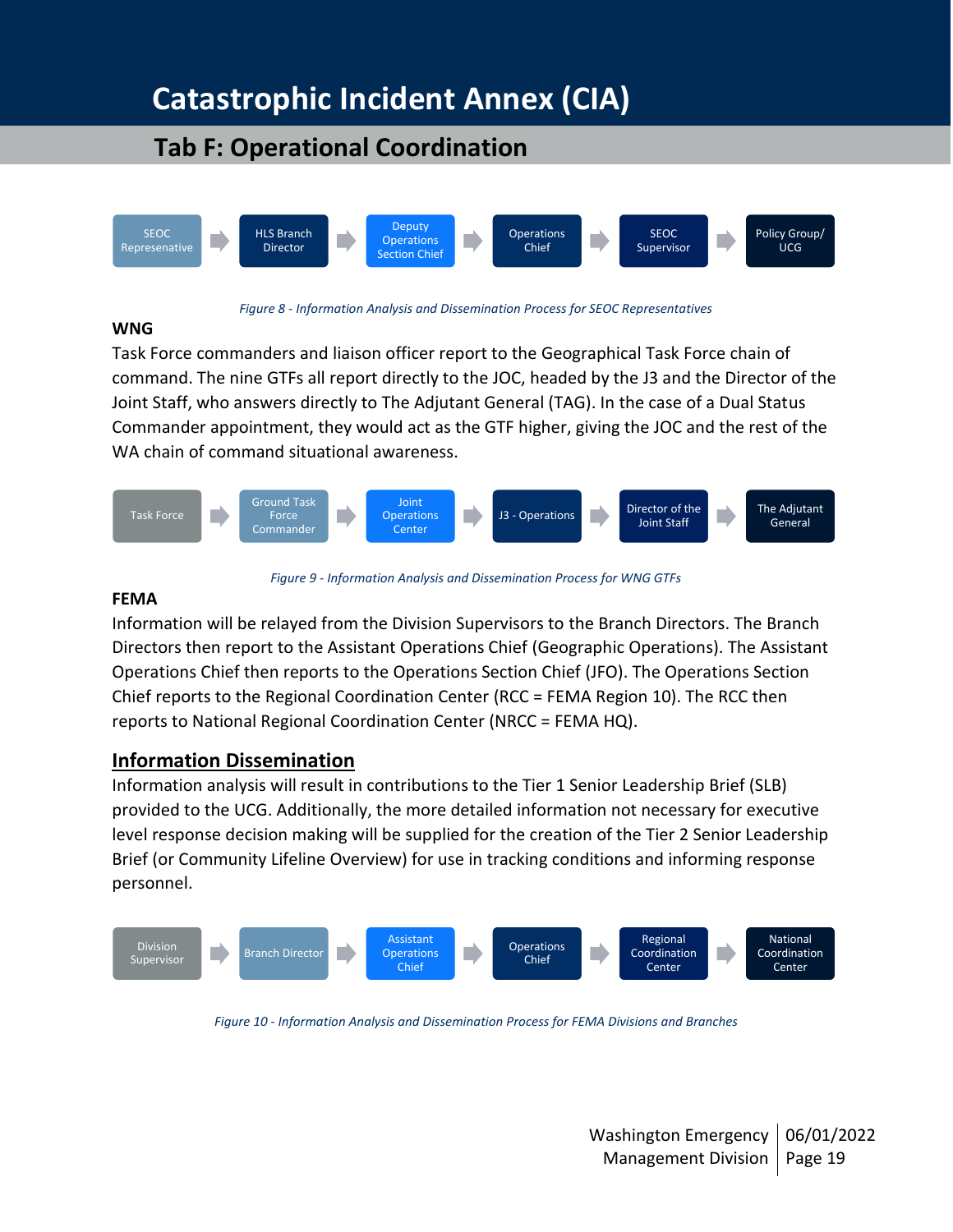# Catastrophic Incident Annex (CIA)

## Tab F: Operational Coordination

SEOC Represenative → HLS Branch Director → Deputy Operations Section Chief → Operations Chief → SEOC Supervisor → Policy Group/ UCG

*Figure 8 - Information Analysis and Dissemination Process for SEOC Representatives*

**WNG**

Task Force commanders and liaison officer report to the Geographical Task Force chain of command. The nine GTFs all report directly to the JOC, headed by the J3 and the Director of the Joint Staff, who answers directly to The Adjutant General (TAG). In the case of a Dual Status Commander appointment, they would act as the GTF higher, giving the JOC and the rest of the WA chain of command situational awareness.

Task Force → Ground Task Force Commander → Joint Operations Center → J3 - Operations → Director of the Joint Staff → The Adjutant General

*Figure 9 - Information Analysis and Dissemination Process for WNG GTFs*

**FEMA**

Information will be relayed from the Division Supervisors to the Branch Directors. The Branch Directors then report to the Assistant Operations Chief (Geographic Operations). The Assistant Operations Chief then reports to the Operations Section Chief (JFO). The Operations Section Chief reports to the Regional Coordination Center (RCC = FEMA Region 10). The RCC then reports to National Regional Coordination Center (NRCC = FEMA HQ).

### Information Dissemination

Information analysis will result in contributions to the Tier 1 Senior Leadership Brief (SLB) provided to the UCG. Additionally, the more detailed information not necessary for executive level response decision making will be supplied for the creation of the Tier 2 Senior Leadership Brief (or Community Lifeline Overview) for use in tracking conditions and informing response personnel.

Division Supervisor → Branch Director → Assistant Operations Chief → Operations Chief → Regional Coordination Center → National Coordination Center

*Figure 10 - Information Analysis and Dissemination Process for FEMA Divisions and Branches*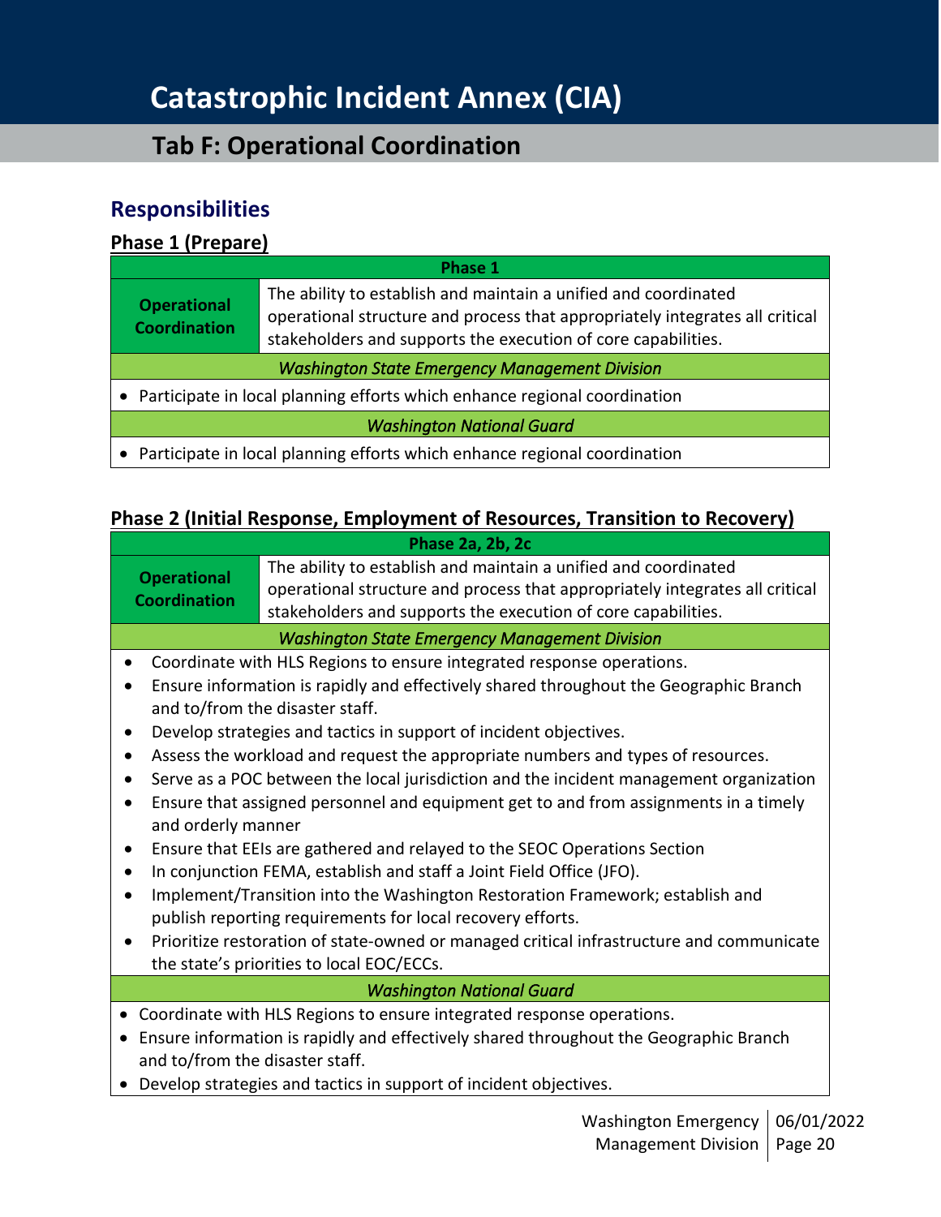# Catastrophic Incident Annex (CIA)

## Tab F: Operational Coordination

### Responsibilities

**Phase 1 (Prepare)**

| Phase 1 | |
|---|---|
| **Operational Coordination** | The ability to establish and maintain a unified and coordinated operational structure and process that appropriately integrates all critical stakeholders and supports the execution of core capabilities. |

*Washington State Emergency Management Division*

- Participate in local planning efforts which enhance regional coordination

*Washington National Guard*

- Participate in local planning efforts which enhance regional coordination

**Phase 2 (Initial Response, Employment of Resources, Transition to Recovery)**

| Phase 2a, 2b, 2c | |
|---|---|
| **Operational Coordination** | The ability to establish and maintain a unified and coordinated operational structure and process that appropriately integrates all critical stakeholders and supports the execution of core capabilities. |

*Washington State Emergency Management Division*

- Coordinate with HLS Regions to ensure integrated response operations.
- Ensure information is rapidly and effectively shared throughout the Geographic Branch and to/from the disaster staff.
- Develop strategies and tactics in support of incident objectives.
- Assess the workload and request the appropriate numbers and types of resources.
- Serve as a POC between the local jurisdiction and the incident management organization
- Ensure that assigned personnel and equipment get to and from assignments in a timely and orderly manner
- Ensure that EEIs are gathered and relayed to the SEOC Operations Section
- In conjunction FEMA, establish and staff a Joint Field Office (JFO).
- Implement/Transition into the Washington Restoration Framework; establish and publish reporting requirements for local recovery efforts.
- Prioritize restoration of state-owned or managed critical infrastructure and communicate the state's priorities to local EOC/ECCs.

*Washington National Guard*

- Coordinate with HLS Regions to ensure integrated response operations.
- Ensure information is rapidly and effectively shared throughout the Geographic Branch and to/from the disaster staff.
- Develop strategies and tactics in support of incident objectives.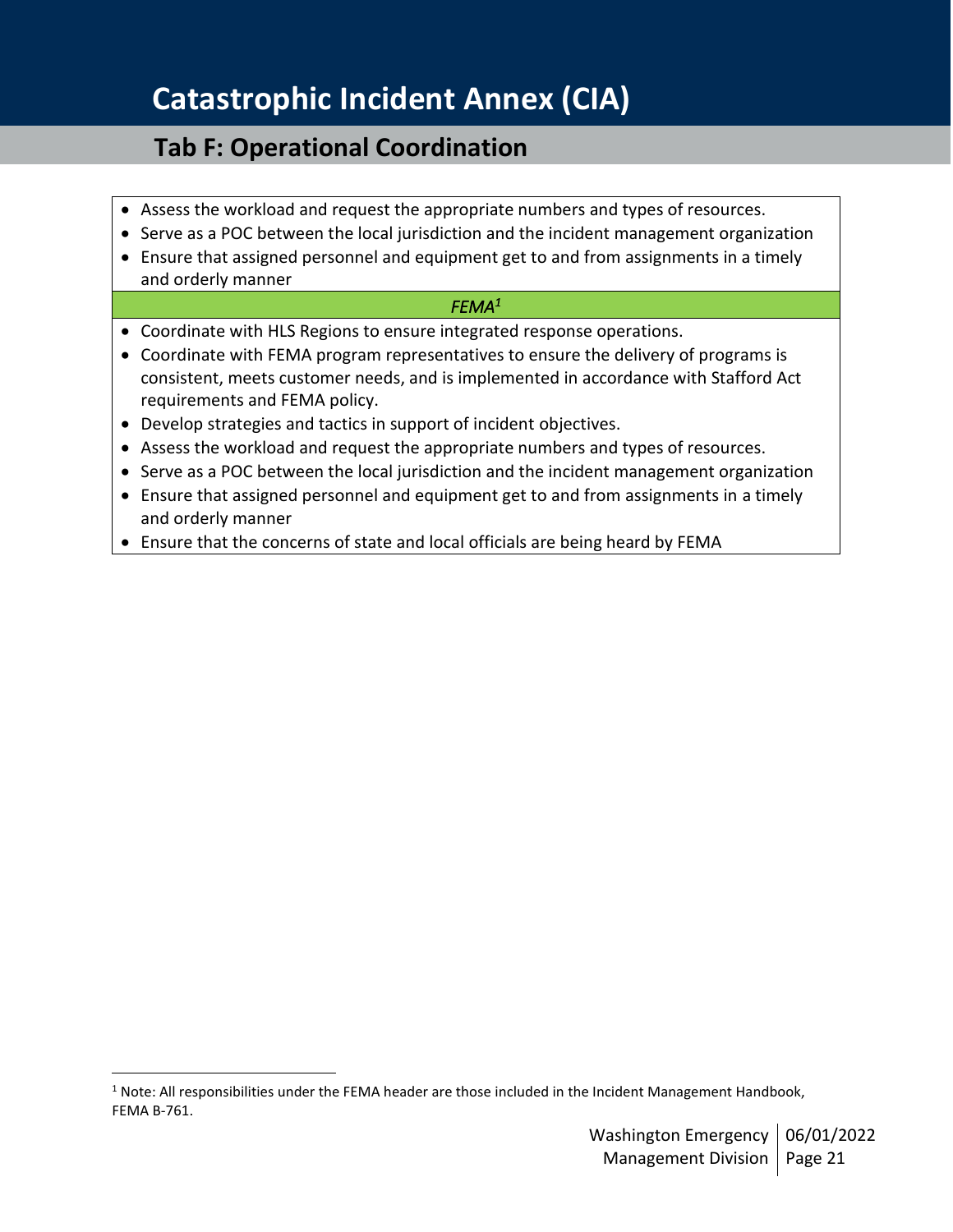- Assess the workload and request the appropriate numbers and types of resources.
- Serve as a POC between the local jurisdiction and the incident management organization
- Ensure that assigned personnel and equipment get to and from assignments in a timely and orderly manner

*FEMA*[1]

- Coordinate with HLS Regions to ensure integrated response operations.
- Coordinate with FEMA program representatives to ensure the delivery of programs is consistent, meets customer needs, and is implemented in accordance with Stafford Act requirements and FEMA policy.
- Develop strategies and tactics in support of incident objectives.
- Assess the workload and request the appropriate numbers and types of resources.
- Serve as a POC between the local jurisdiction and the incident management organization
- Ensure that assigned personnel and equipment get to and from assignments in a timely and orderly manner
- Ensure that the concerns of state and local officials are being heard by FEMA

[1] Note: All responsibilities under the FEMA header are those included in the Incident Management Handbook, FEMA B-761.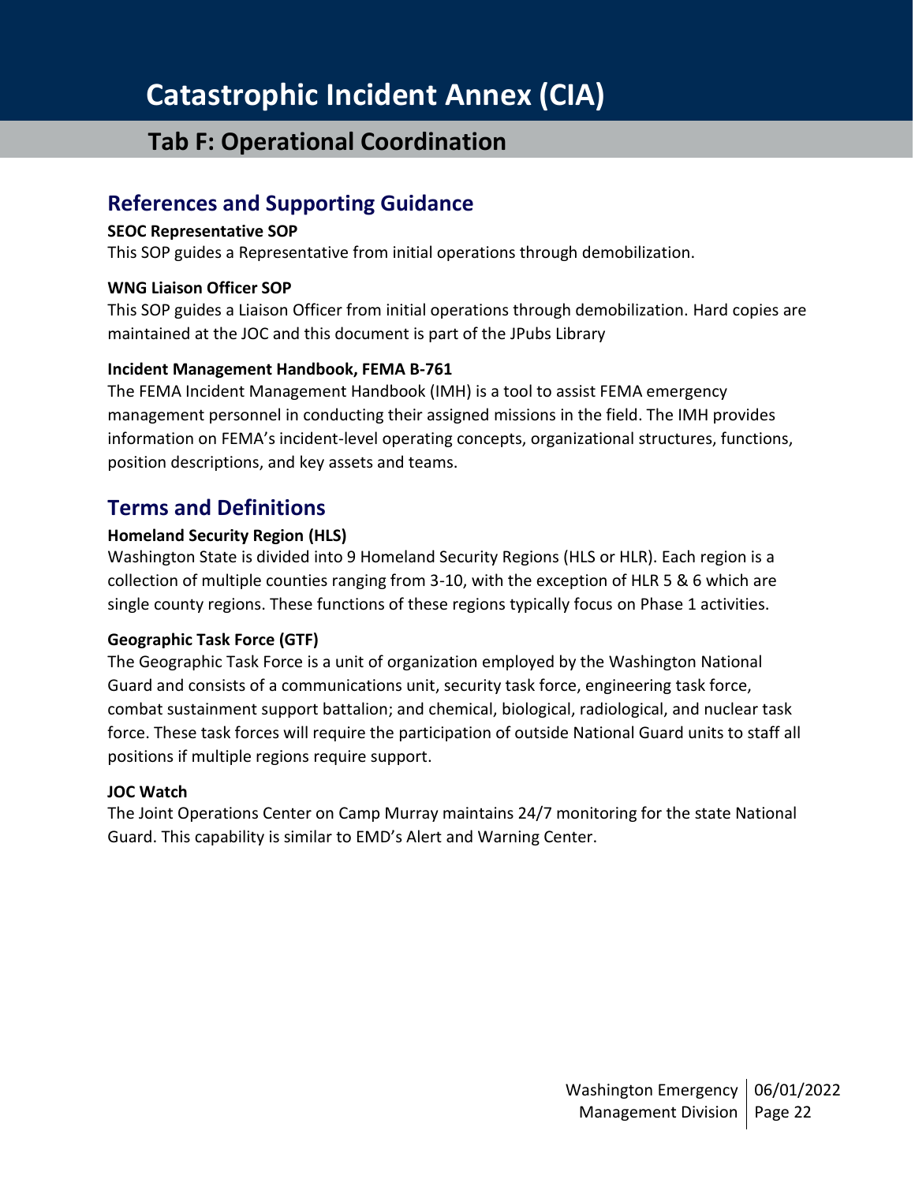# Catastrophic Incident Annex (CIA)

## Tab F: Operational Coordination

### References and Supporting Guidance

**SEOC Representative SOP**

This SOP guides a Representative from initial operations through demobilization.

**WNG Liaison Officer SOP**

This SOP guides a Liaison Officer from initial operations through demobilization. Hard copies are maintained at the JOC and this document is part of the JPubs Library

**Incident Management Handbook, FEMA B-761**

The FEMA Incident Management Handbook (IMH) is a tool to assist FEMA emergency management personnel in conducting their assigned missions in the field. The IMH provides information on FEMA's incident-level operating concepts, organizational structures, functions, position descriptions, and key assets and teams.

### Terms and Definitions

**Homeland Security Region (HLS)**

Washington State is divided into 9 Homeland Security Regions (HLS or HLR). Each region is a collection of multiple counties ranging from 3-10, with the exception of HLR 5 & 6 which are single county regions. These functions of these regions typically focus on Phase 1 activities.

**Geographic Task Force (GTF)**

The Geographic Task Force is a unit of organization employed by the Washington National Guard and consists of a communications unit, security task force, engineering task force, combat sustainment support battalion; and chemical, biological, radiological, and nuclear task force. These task forces will require the participation of outside National Guard units to staff all positions if multiple regions require support.

**JOC Watch**

The Joint Operations Center on Camp Murray maintains 24/7 monitoring for the state National Guard. This capability is similar to EMD's Alert and Warning Center.